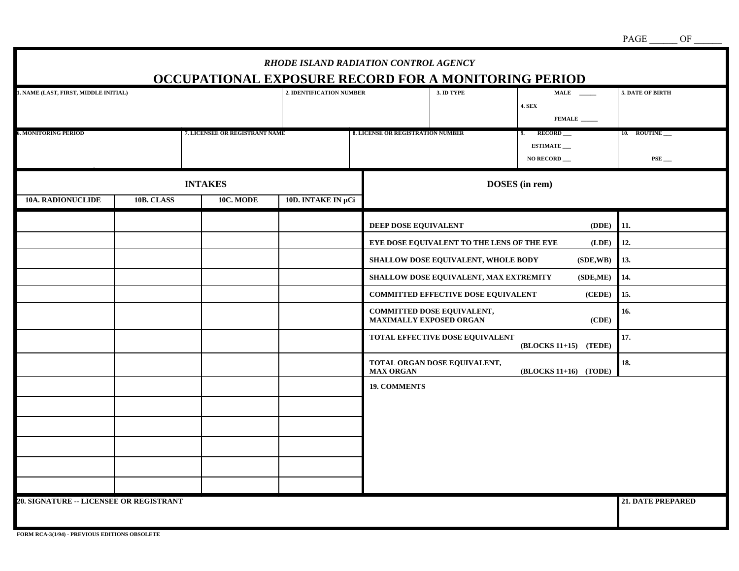PAGE ______ OF ______

*RHODE ISLAND RADIATION CONTROL AGENCY*

# OCCUPATIONAL EXPOSURE RECORD FOR A MONITORING PERIOD

| 1. NAME (LAST, FIRST, MIDDLE INITIAL) | 2. IDENTIFICATION NUMBER | 3. ID TYPE | 4. SEX MALE ______ FEMALE ______ | 5. DATE OF BIRTH |
|---|---|---|---|---|
| | | | | |

| 6. MONITORING PERIOD | 7. LICENSEE OR REGISTRANT NAME | 8. LICENSE OR REGISTRATION NUMBER | 9. RECORD ___ ESTIMATE ___ NO RECORD ___ | 10. ROUTINE ___ PSE ___ |
|---|---|---|---|---|
| | | | | |

| INTAKES | | | |
|---|---|---|---|
| 10A. RADIONUCLIDE | 10B. CLASS | 10C. MODE | 10D. INTAKE IN µCi |
| | | | |
| | | | |
| | | | |
| | | | |
| | | | |
| | | | |
| | | | |
| | | | |
| | | | |
| | | | |
| | | | |
| | | | |
| | | | |
| | | | |

| DOSES (in rem) | |
|---|---|
| DEEP DOSE EQUIVALENT (DDE) | 11. |
| EYE DOSE EQUIVALENT TO THE LENS OF THE EYE (LDE) | 12. |
| SHALLOW DOSE EQUIVALENT, WHOLE BODY (SDE,WB) | 13. |
| SHALLOW DOSE EQUIVALENT, MAX EXTREMITY (SDE,ME) | 14. |
| COMMITTED EFFECTIVE DOSE EQUIVALENT (CEDE) | 15. |
| COMMITTED DOSE EQUIVALENT, MAXIMALLY EXPOSED ORGAN (CDE) | 16. |
| TOTAL EFFECTIVE DOSE EQUIVALENT (BLOCKS 11+15) (TEDE) | 17. |
| TOTAL ORGAN DOSE EQUIVALENT, MAX ORGAN (BLOCKS 11+16) (TODE) | 18. |

**19. COMMENTS**

| 20. SIGNATURE -- LICENSEE OR REGISTRANT | 21. DATE PREPARED |
|---|---|
| | |

FORM RCA-3(1/94) - PREVIOUS EDITIONS OBSOLETE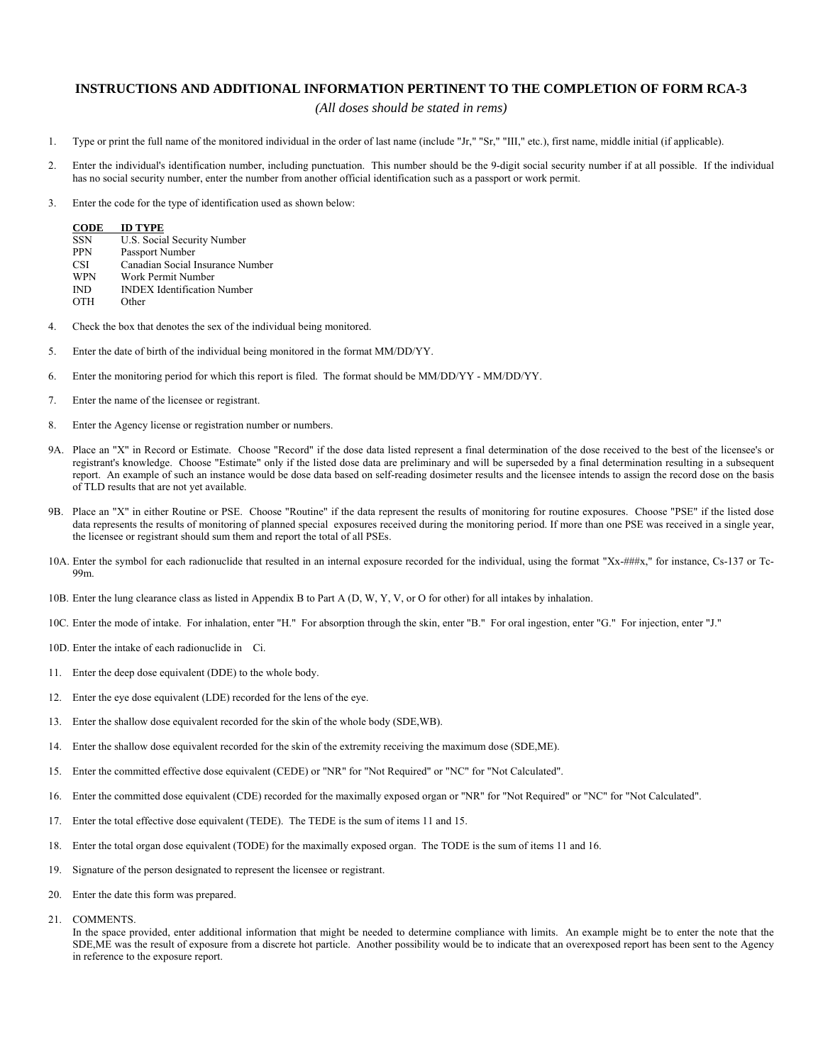# INSTRUCTIONS AND ADDITIONAL INFORMATION PERTINENT TO THE COMPLETION OF FORM RCA-3

*(All doses should be stated in rems)*

1. Type or print the full name of the monitored individual in the order of last name (include "Jr," "Sr," "III," etc.), first name, middle initial (if applicable).

2. Enter the individual's identification number, including punctuation. This number should be the 9-digit social security number if at all possible. If the individual has no social security number, enter the number from another official identification such as a passport or work permit.

3. Enter the code for the type of identification used as shown below:

| CODE | ID TYPE |
|---|---|
| SSN | U.S. Social Security Number |
| PPN | Passport Number |
| CSI | Canadian Social Insurance Number |
| WPN | Work Permit Number |
| IND | INDEX Identification Number |
| OTH | Other |

4. Check the box that denotes the sex of the individual being monitored.

5. Enter the date of birth of the individual being monitored in the format MM/DD/YY.

6. Enter the monitoring period for which this report is filed. The format should be MM/DD/YY - MM/DD/YY.

7. Enter the name of the licensee or registrant.

8. Enter the Agency license or registration number or numbers.

9A. Place an "X" in Record or Estimate. Choose "Record" if the dose data listed represent a final determination of the dose received to the best of the licensee's or registrant's knowledge. Choose "Estimate" only if the listed dose data are preliminary and will be superseded by a final determination resulting in a subsequent report. An example of such an instance would be dose data based on self-reading dosimeter results and the licensee intends to assign the record dose on the basis of TLD results that are not yet available.

9B. Place an "X" in either Routine or PSE. Choose "Routine" if the data represent the results of monitoring for routine exposures. Choose "PSE" if the listed dose data represents the results of monitoring of planned special exposures received during the monitoring period. If more than one PSE was received in a single year, the licensee or registrant should sum them and report the total of all PSEs.

10A. Enter the symbol for each radionuclide that resulted in an internal exposure recorded for the individual, using the format "Xx-###x," for instance, Cs-137 or Tc-99m.

10B. Enter the lung clearance class as listed in Appendix B to Part A (D, W, Y, V, or O for other) for all intakes by inhalation.

10C. Enter the mode of intake. For inhalation, enter "H." For absorption through the skin, enter "B." For oral ingestion, enter "G." For injection, enter "J."

10D. Enter the intake of each radionuclide in Ci.

11. Enter the deep dose equivalent (DDE) to the whole body.

12. Enter the eye dose equivalent (LDE) recorded for the lens of the eye.

13. Enter the shallow dose equivalent recorded for the skin of the whole body (SDE,WB).

14. Enter the shallow dose equivalent recorded for the skin of the extremity receiving the maximum dose (SDE,ME).

15. Enter the committed effective dose equivalent (CEDE) or "NR" for "Not Required" or "NC" for "Not Calculated".

16. Enter the committed dose equivalent (CDE) recorded for the maximally exposed organ or "NR" for "Not Required" or "NC" for "Not Calculated".

17. Enter the total effective dose equivalent (TEDE). The TEDE is the sum of items 11 and 15.

18. Enter the total organ dose equivalent (TODE) for the maximally exposed organ. The TODE is the sum of items 11 and 16.

19. Signature of the person designated to represent the licensee or registrant.

20. Enter the date this form was prepared.

21. COMMENTS.
In the space provided, enter additional information that might be needed to determine compliance with limits. An example might be to enter the note that the SDE,ME was the result of exposure from a discrete hot particle. Another possibility would be to indicate that an overexposed report has been sent to the Agency in reference to the exposure report.